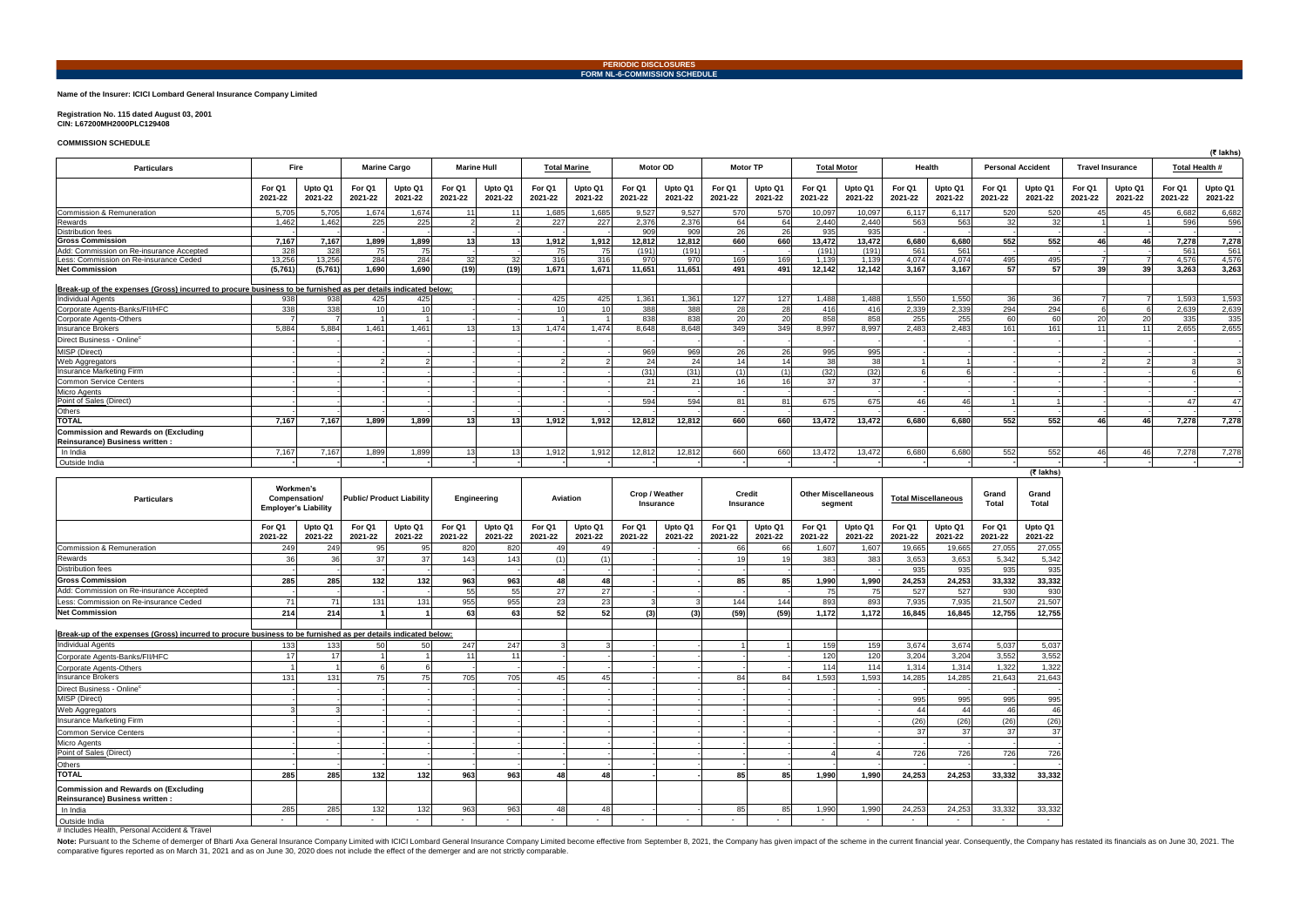**PERIODIC DISCLOSURES**
**FORM NL-6-COMMISSION SCHEDULE**

**Name of the Insurer: ICICI Lombard General Insurance Company Limited**

**Registration No. 115 dated August 03, 2001**
**CIN: L67200MH2000PLC129408**

**COMMISSION SCHEDULE**

(₹ lakhs)

| Particulars | Fire | | Marine Cargo | | Marine Hull | | Total Marine | | Motor OD | | Motor TP | | Total Motor | | Health | | Personal Accident | | Travel Insurance | | Total Health # | |
|---|---|---|---|---|---|---|---|---|---|---|---|---|---|---|---|---|---|---|---|---|---|---|
| | For Q1 2021-22 | Upto Q1 2021-22 | For Q1 2021-22 | Upto Q1 2021-22 | For Q1 2021-22 | Upto Q1 2021-22 | For Q1 2021-22 | Upto Q1 2021-22 | For Q1 2021-22 | Upto Q1 2021-22 | For Q1 2021-22 | Upto Q1 2021-22 | For Q1 2021-22 | Upto Q1 2021-22 | For Q1 2021-22 | Upto Q1 2021-22 | For Q1 2021-22 | Upto Q1 2021-22 | For Q1 2021-22 | Upto Q1 2021-22 | For Q1 2021-22 | Upto Q1 2021-22 |
| Commission & Remuneration | 5,705 | 5,705 | 1,674 | 1,674 | 11 | 11 | 1,685 | 1,685 | 9,527 | 9,527 | 570 | 570 | 10,097 | 10,097 | 6,117 | 6,117 | 520 | 520 | 45 | 45 | 6,682 | 6,682 |
| Rewards | 1,462 | 1,462 | 225 | 225 | 2 | 2 | 227 | 227 | 2,376 | 2,376 | 64 | 64 | 2,440 | 2,440 | 563 | 563 | 32 | 32 | 1 | 1 | 596 | 596 |
| Distribution fees | - | - | - | - | - | - | - | - | 909 | 909 | 26 | 26 | 935 | 935 | - | - | - | - | - | - | - | - |
| **Gross Commission** | **7,167** | **7,167** | **1,899** | **1,899** | **13** | **13** | **1,912** | **1,912** | **12,812** | **12,812** | **660** | **660** | **13,472** | **13,472** | **6,680** | **6,680** | **552** | **552** | **46** | **46** | **7,278** | **7,278** |
| Add: Commission on Re-insurance Accepted | 328 | 328 | 75 | 75 | - | - | 75 | 75 | (191) | (191) | - | - | (191) | (191) | 561 | 561 | - | - | - | - | 561 | 561 |
| Less: Commission on Re-insurance Ceded | 13,256 | 13,256 | 284 | 284 | 32 | 32 | 316 | 316 | 970 | 970 | 169 | 169 | 1,139 | 1,139 | 4,074 | 4,074 | 495 | 495 | 7 | 7 | 4,576 | 4,576 |
| **Net Commission** | **(5,761)** | **(5,761)** | **1,690** | **1,690** | **(19)** | **(19)** | **1,671** | **1,671** | **11,651** | **11,651** | **491** | **491** | **12,142** | **12,142** | **3,167** | **3,167** | **57** | **57** | **39** | **39** | **3,263** | **3,263** |
| **Break-up of the expenses (Gross) incurred to procure business to be furnished as per details indicated below:** | | | | | | | | | | | | | | | | | | | | | | |
| Individual Agents | 938 | 938 | 425 | 425 | - | - | 425 | 425 | 1,361 | 1,361 | 127 | 127 | 1,488 | 1,488 | 1,550 | 1,550 | 36 | 36 | 7 | 7 | 1,593 | 1,593 |
| Corporate Agents-Banks/FII/HFC | 338 | 338 | 10 | 10 | - | - | 10 | 10 | 388 | 388 | 28 | 28 | 416 | 416 | 2,339 | 2,339 | 294 | 294 | 6 | 6 | 2,639 | 2,639 |
| Corporate Agents-Others | 7 | 7 | 1 | 1 | - | - | 1 | 1 | 838 | 838 | 20 | 20 | 858 | 858 | 255 | 255 | 60 | 60 | 20 | 20 | 335 | 335 |
| Insurance Brokers | 5,884 | 5,884 | 1,461 | 1,461 | 13 | 13 | 1,474 | 1,474 | 8,648 | 8,648 | 349 | 349 | 8,997 | 8,997 | 2,483 | 2,483 | 161 | 161 | 11 | 11 | 2,655 | 2,655 |
| Direct Business - Online[c] | - | - | - | - | - | - | - | - | - | - | - | - | - | - | - | - | - | - | - | - | - | - |
| MISP (Direct) | - | - | - | - | - | - | - | - | 969 | 969 | 26 | 26 | 995 | 995 | - | - | - | - | - | - | - | - |
| Web Aggregators | - | - | 2 | 2 | - | - | 2 | 2 | 24 | 24 | 14 | 14 | 38 | 38 | 1 | 1 | - | - | 2 | 2 | 3 | 3 |
| Insurance Marketing Firm | - | - | - | - | - | - | - | - | (31) | (31) | (1) | (1) | (32) | (32) | 6 | 6 | - | - | - | - | 6 | 6 |
| Common Service Centers | - | - | - | - | - | - | - | - | 21 | 21 | 16 | 16 | 37 | 37 | - | - | - | - | - | - | - | - |
| Micro Agents | - | - | - | - | - | - | - | - | - | - | - | - | - | - | - | - | - | - | - | - | - | - |
| Point of Sales (Direct) | - | - | - | - | - | - | - | - | 594 | 594 | 81 | 81 | 675 | 675 | 46 | 46 | 1 | 1 | - | - | 47 | 47 |
| Others | - | - | - | - | - | - | - | - | - | - | - | - | - | - | - | - | - | - | - | - | - | - |
| **TOTAL** | **7,167** | **7,167** | **1,899** | **1,899** | **13** | **13** | **1,912** | **1,912** | **12,812** | **12,812** | **660** | **660** | **13,472** | **13,472** | **6,680** | **6,680** | **552** | **552** | **46** | **46** | **7,278** | **7,278** |
| **Commission and Rewards on (Excluding Reinsurance) Business written :** | | | | | | | | | | | | | | | | | | | | | | |
| In India | 7,167 | 7,167 | 1,899 | 1,899 | 13 | 13 | 1,912 | 1,912 | 12,812 | 12,812 | 660 | 660 | 13,472 | 13,472 | 6,680 | 6,680 | 552 | 552 | 46 | 46 | 7,278 | 7,278 |
| Outside India | - | - | - | - | - | - | - | - | - | - | - | - | - | - | - | - | - | - | - | - | - | - |

(₹ lakhs)

| Particulars | Workmen's Compensation/ Employer's Liability | | Public/ Product Liability | | Engineering | | Aviation | | Crop / Weather Insurance | | Credit Insurance | | Other Miscellaneous segment | | Total Miscellaneous | | Grand Total | Grand Total |
|---|---|---|---|---|---|---|---|---|---|---|---|---|---|---|---|---|---|---|
| | For Q1 2021-22 | Upto Q1 2021-22 | For Q1 2021-22 | Upto Q1 2021-22 | For Q1 2021-22 | Upto Q1 2021-22 | For Q1 2021-22 | Upto Q1 2021-22 | For Q1 2021-22 | Upto Q1 2021-22 | For Q1 2021-22 | Upto Q1 2021-22 | For Q1 2021-22 | Upto Q1 2021-22 | For Q1 2021-22 | Upto Q1 2021-22 | For Q1 2021-22 | Upto Q1 2021-22 |
| Commission & Remuneration | 249 | 249 | 95 | 95 | 820 | 820 | 49 | 49 | - | - | 66 | 66 | 1,607 | 1,607 | 19,665 | 19,665 | 27,055 | 27,055 |
| Rewards | 36 | 36 | 37 | 37 | 143 | 143 | (1) | (1) | - | - | 19 | 19 | 383 | 383 | 3,653 | 3,653 | 5,342 | 5,342 |
| Distribution fees | - | - | - | - | - | - | - | - | - | - | - | - | - | - | 935 | 935 | 935 | 935 |
| **Gross Commission** | **285** | **285** | **132** | **132** | **963** | **963** | **48** | **48** | **-** | **-** | **85** | **85** | **1,990** | **1,990** | **24,253** | **24,253** | **33,332** | **33,332** |
| Add: Commission on Re-insurance Accepted | - | - | - | - | 55 | 55 | 27 | 27 | - | - | - | - | 75 | 75 | 527 | 527 | 930 | 930 |
| Less: Commission on Re-insurance Ceded | 71 | 71 | 131 | 131 | 955 | 955 | 23 | 23 | 3 | 3 | 144 | 144 | 893 | 893 | 7,935 | 7,935 | 21,507 | 21,507 |
| **Net Commission** | **214** | **214** | **1** | **1** | **63** | **63** | **52** | **52** | **(3)** | **(3)** | **(59)** | **(59)** | **1,172** | **1,172** | **16,845** | **16,845** | **12,755** | **12,755** |
| **Break-up of the expenses (Gross) incurred to procure business to be furnished as per details indicated below:** | | | | | | | | | | | | | | | | | | |
| Individual Agents | 133 | 133 | 50 | 50 | 247 | 247 | 3 | 3 | - | - | 1 | 1 | 159 | 159 | 3,674 | 3,674 | 5,037 | 5,037 |
| Corporate Agents-Banks/FII/HFC | 17 | 17 | 1 | 1 | 11 | 11 | - | - | - | - | - | - | 120 | 120 | 3,204 | 3,204 | 3,552 | 3,552 |
| Corporate Agents-Others | 1 | 1 | 6 | 6 | - | - | - | - | - | - | - | - | 114 | 114 | 1,314 | 1,314 | 1,322 | 1,322 |
| Insurance Brokers | 131 | 131 | 75 | 75 | 705 | 705 | 45 | 45 | - | - | 84 | 84 | 1,593 | 1,593 | 14,285 | 14,285 | 21,643 | 21,643 |
| Direct Business - Online[c] | - | - | - | - | - | - | - | - | - | - | - | - | - | - | - | - | - | - |
| MISP (Direct) | - | - | - | - | - | - | - | - | - | - | - | - | - | - | 995 | 995 | 995 | 995 |
| Web Aggregators | 3 | 3 | - | - | - | - | - | - | - | - | - | - | - | - | 44 | 44 | 46 | 46 |
| Insurance Marketing Firm | - | - | - | - | - | - | - | - | - | - | - | - | - | - | (26) | (26) | (26) | (26) |
| Common Service Centers | - | - | - | - | - | - | - | - | - | - | - | - | - | - | 37 | 37 | 37 | 37 |
| Micro Agents | - | - | - | - | - | - | - | - | - | - | - | - | - | - | - | - | - | - |
| Point of Sales (Direct) | - | - | - | - | - | - | - | - | - | - | - | - | 4 | 4 | 726 | 726 | 726 | 726 |
| Others | - | - | - | - | - | - | - | - | - | - | - | - | - | - | - | - | - | - |
| **TOTAL** | **285** | **285** | **132** | **132** | **963** | **963** | **48** | **48** | **-** | **-** | **85** | **85** | **1,990** | **1,990** | **24,253** | **24,253** | **33,332** | **33,332** |
| **Commission and Rewards on (Excluding Reinsurance) Business written :** | | | | | | | | | | | | | | | | | | |
| In India | 285 | 285 | 132 | 132 | 963 | 963 | 48 | 48 | - | - | 85 | 85 | 1,990 | 1,990 | 24,253 | 24,253 | 33,332 | 33,332 |
| Outside India | - | - | - | - | - | - | - | - | - | - | - | - | - | - | - | - | - | - |

# Includes Health, Personal Accident & Travel

**Note:** Pursuant to the Scheme of demerger of Bharti Axa General Insurance Company Limited with ICICI Lombard General Insurance Company Limited become effective from September 8, 2021, the Company has given impact of the scheme in the current financial year. Consequently, the Company has restated its financials as on June 30, 2021. The comparative figures reported as on March 31, 2021 and as on June 30, 2020 does not include the effect of the demerger and are not strictly comparable.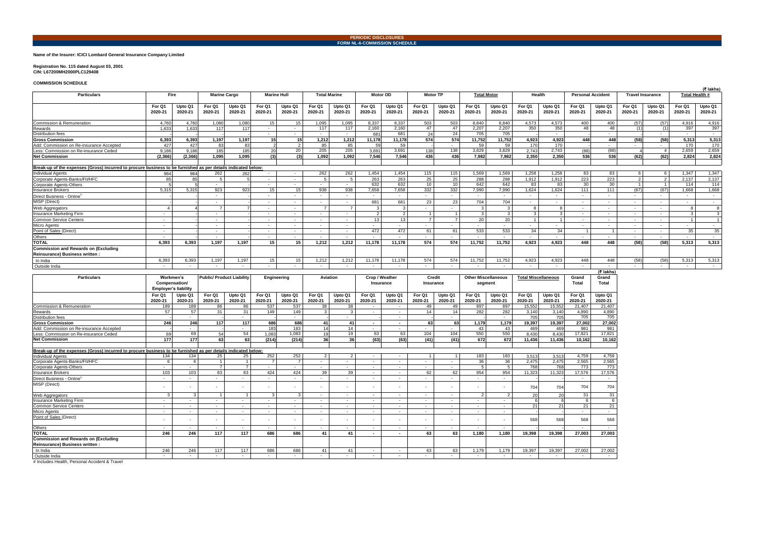**PERIODIC DISCLOSURES**
**FORM NL-6-COMMISSION SCHEDULE**

**Name of the Insurer: ICICI Lombard General Insurance Company Limited**

**Registration No. 115 dated August 03, 2001**
**CIN: L67200MH2000PLC129408**

**COMMISSION SCHEDULE**

(₹ lakhs)

| Particulars | Fire | | Marine Cargo | | Marine Hull | | Total Marine | | Motor OD | | Motor TP | | Total Motor | | Health | | Personal Accident | | Travel Insurance | | Total Health # | |
|---|---|---|---|---|---|---|---|---|---|---|---|---|---|---|---|---|---|---|---|---|---|---|
| | For Q1 2020-21 | Upto Q1 2020-21 | For Q1 2020-21 | Upto Q1 2020-21 | For Q1 2020-21 | Upto Q1 2020-21 | For Q1 2020-21 | Upto Q1 2020-21 | For Q1 2020-21 | Upto Q1 2020-21 | For Q1 2020-21 | Upto Q1 2020-21 | For Q1 2020-21 | Upto Q1 2020-21 | For Q1 2020-21 | Upto Q1 2020-21 | For Q1 2020-21 | Upto Q1 2020-21 | For Q1 2020-21 | Upto Q1 2020-21 | For Q1 2020-21 | Upto Q1 2020-21 |
| Commission & Remuneration | 4,760 | 4,760 | 1,080 | 1,080 | 15 | 15 | 1,095 | 1,095 | 8,337 | 8,337 | 503 | 503 | 8,840 | 8,840 | 4,573 | 4,573 | 400 | 400 | (57) | (57) | 4,916 | 4,916 |
| Rewards | 1,633 | 1,633 | 117 | 117 | - | - | 117 | 117 | 2,160 | 2,160 | 47 | 47 | 2,207 | 2,207 | 350 | 350 | 48 | 48 | (1) | (1) | 397 | 397 |
| Distribution fees | - | - | - | - | - | - | - | - | 681 | 681 | 24 | 24 | 705 | 705 | - | - | - | - | - | - | - | - |
| **Gross Commission** | **6,393** | **6,393** | **1,197** | **1,197** | **15** | **15** | **1,212** | **1,212** | **11,178** | **11,178** | **574** | **574** | **11,752** | **11,752** | **4,923** | **4,923** | **448** | **448** | **(58)** | **(58)** | **5,313** | **5,313** |
| Add: Commission on Re-insurance Accepted | 427 | 427 | 83 | 83 | 2 | 2 | 85 | 85 | 59 | 59 | - | - | 59 | 59 | 170 | 170 | - | - | - | - | 170 | 170 |
| Less: Commission on Re-insurance Ceded | 9,186 | 9,186 | 185 | 185 | 20 | 20 | 205 | 205 | 3,691 | 3,691 | 138 | 138 | 3,829 | 3,829 | 2,743 | 2,743 | (88) | (88) | 4 | 4 | 2,659 | 2,659 |
| **Net Commission** | **(2,366)** | **(2,366)** | **1,095** | **1,095** | **(3)** | **(3)** | **1,092** | **1,092** | **7,546** | **7,546** | **436** | **436** | **7,982** | **7,982** | **2,350** | **2,350** | **536** | **536** | **(62)** | **(62)** | **2,824** | **2,824** |
| **Break-up of the expenses (Gross) incurred to procure business to be furnished as per details indicated below:** | | | | | | | | | | | | | | | | | | | | | | |
| Individual Agents | 984 | 984 | 262 | 262 | - | - | 262 | 262 | 1,454 | 1,454 | 115 | 115 | 1,569 | 1,569 | 1,258 | 1,258 | 83 | 83 | 6 | 6 | 1,347 | 1,347 |
| Corporate Agents-Banks/FII/HFC | 85 | 85 | 5 | 5 | - | - | 5 | 5 | 263 | 263 | 25 | 25 | 288 | 288 | 1,912 | 1,912 | 223 | 223 | 2 | 2 | 2,137 | 2,137 |
| Corporate Agents-Others | 5 | 5 | - | - | - | - | - | - | 632 | 632 | 10 | 10 | 642 | 642 | 83 | 83 | 30 | 30 | 1 | 1 | 114 | 114 |
| Insurance Brokers | 5,315 | 5,315 | 923 | 923 | 15 | 15 | 938 | 938 | 7,658 | 7,658 | 332 | 332 | 7,990 | 7,990 | 1,624 | 1,624 | 111 | 111 | (67) | (67) | 1,668 | 1,668 |
| Direct Business - Online[c] | - | - | - | - | - | - | - | - | - | - | - | - | - | - | - | - | - | - | - | - | - | - |
| MISP (Direct) | - | - | - | - | - | - | - | - | 681 | 681 | 23 | 23 | 704 | 704 | - | - | - | - | - | - | - | - |
| Web Aggregators | 4 | 4 | 7 | 7 | - | - | 7 | 7 | 3 | 3 | - | - | 3 | 3 | 8 | 8 | - | - | - | - | 8 | 8 |
| Insurance Marketing Firm | - | - | - | - | - | - | - | - | 2 | 2 | 1 | 1 | 3 | 3 | 3 | 3 | - | - | - | - | 3 | 3 |
| Common Service Centers | - | - | - | - | - | - | - | - | 13 | 13 | 7 | 7 | 20 | 20 | 1 | 1 | - | - | - | - | 1 | 1 |
| Micro Agents | - | - | - | - | - | - | - | - | - | - | - | - | - | - | - | - | - | - | - | - | - | - |
| Point of Sales (Direct) | - | - | - | - | - | - | - | - | 472 | 472 | 61 | 61 | 533 | 533 | 34 | 34 | 1 | 1 | - | - | 35 | 35 |
| Others | - | - | - | - | - | - | - | - | - | - | - | - | - | - | - | - | - | - | - | - | - | - |
| **TOTAL** | **6,393** | **6,393** | **1,197** | **1,197** | **15** | **15** | **1,212** | **1,212** | **11,178** | **11,178** | **574** | **574** | **11,752** | **11,752** | **4,923** | **4,923** | **448** | **448** | **(58)** | **(58)** | **5,313** | **5,313** |
| **Commission and Rewards on (Excluding Reinsurance) Business written :** | | | | | | | | | | | | | | | | | | | | | | |
| In India | 6,393 | 6,393 | 1,197 | 1,197 | 15 | 15 | 1,212 | 1,212 | 11,178 | 11,178 | 574 | 574 | 11,752 | 11,752 | 4,923 | 4,923 | 448 | 448 | (58) | (58) | 5,313 | 5,313 |
| Outside India | - | - | - | - | - | - | - | - | - | - | - | - | - | - | - | - | - | - | - | - | - | - |

(₹ lakhs)

| Particulars | Workmen's Compensation/ Employer's liability | | Public/ Product Liability | | Engineering | | Aviation | | Crop / Weather Insurance | | Credit Insurance | | Other Miscellaneous segment | | Total Miscellaneous | | Grand Total | Grand Total |
|---|---|---|---|---|---|---|---|---|---|---|---|---|---|---|---|---|---|---|
| | For Q1 2020-21 | Upto Q1 2020-21 | For Q1 2020-21 | Upto Q1 2020-21 | For Q1 2020-21 | Upto Q1 2020-21 | For Q1 2020-21 | Upto Q1 2020-21 | For Q1 2020-21 | Upto Q1 2020-21 | For Q1 2020-21 | Upto Q1 2020-21 | For Q1 2020-21 | Upto Q1 2020-21 | For Q1 2020-21 | Upto Q1 2020-21 | For Q1 2020-21 | Upto Q1 2020-21 |
| Commission & Remuneration | 189 | 189 | 86 | 86 | 537 | 537 | 38 | 38 | - | - | 49 | 49 | 897 | 897 | 15,552 | 15,552 | 21,407 | 21,407 |
| Rewards | 57 | 57 | 31 | 31 | 149 | 149 | 3 | 3 | - | - | 14 | 14 | 282 | 282 | 3,140 | 3,140 | 4,890 | 4,890 |
| Distribution fees | - | - | - | - | - | - | - | - | - | - | - | - | - | - | 705 | 705 | 705 | 705 |
| **Gross Commission** | **246** | **246** | **117** | **117** | **686** | **686** | **41** | **41** | **-** | **-** | **63** | **63** | **1,179** | **1,179** | **19,397** | **19,397** | **27,002** | **27,002** |
| Add: Commission on Re-insurance Accepted | - | - | - | - | 183 | 183 | 14 | 14 | - | - | - | - | 43 | 43 | 469 | 469 | 981 | 981 |
| Less: Commission on Re-insurance Ceded | 69 | 69 | 54 | 54 | 1,083 | 1,083 | 19 | 19 | 63 | 63 | 104 | 104 | 550 | 550 | 8,430 | 8,430 | 17,821 | 17,821 |
| **Net Commission** | **177** | **177** | **63** | **63** | **(214)** | **(214)** | **36** | **36** | **(63)** | **(63)** | **(41)** | **(41)** | **672** | **672** | **11,436** | **11,436** | **10,162** | **10,162** |
| **Break-up of the expenses (Gross) incurred to procure business to be furnished as per details indicated below:** | | | | | | | | | | | | | | | | | | |
| Individual Agents | 134 | 134 | 25 | 25 | 252 | 252 | 2 | 2 | - | - | 1 | 1 | 183 | 183 | 3,513 | 3,513 | 4,759 | 4,759 |
| Corporate Agents-Banks/FII/HFC | 6 | 6 | 1 | 1 | 7 | 7 | - | - | - | - | - | - | 36 | 36 | 2,475 | 2,475 | 2,565 | 2,565 |
| Corporate Agents-Others | - | - | 7 | 7 | - | - | - | - | - | - | - | - | 5 | 5 | 768 | 768 | 773 | 773 |
| Insurance Brokers | 103 | 103 | 83 | 83 | 424 | 424 | 39 | 39 | - | - | 62 | 62 | 954 | 954 | 11,323 | 11,323 | 17,576 | 17,576 |
| Direct Business - Online[c] | - | - | - | - | - | - | - | - | - | - | - | - | - | - | - | - | - | - |
| MISP (Direct) | - | - | - | - | - | - | - | - | - | - | - | - | - | - | 704 | 704 | 704 | 704 |
| Web Aggregators | 3 | 3 | 1 | 1 | 3 | 3 | - | - | - | - | - | - | 2 | 2 | 20 | 20 | 31 | 31 |
| Insurance Marketing Firm | - | - | - | - | - | - | - | - | - | - | - | - | - | - | 6 | 6 | 6 | 6 |
| Common Service Centers | - | - | - | - | - | - | - | - | - | - | - | - | - | - | 21 | 21 | 21 | 21 |
| Micro Agents | - | - | - | - | - | - | - | - | - | - | - | - | - | - | - | - | - | - |
| Point of Sales (Direct) | - | - | - | - | - | - | - | - | - | - | - | - | - | - | 568 | 568 | 568 | 568 |
| Others | - | - | - | - | - | - | - | - | - | - | - | - | - | - | - | - | - | - |
| **TOTAL** | **246** | **246** | **117** | **117** | **686** | **686** | **41** | **41** | **-** | **-** | **63** | **63** | **1,180** | **1,180** | **19,398** | **19,398** | **27,003** | **27,003** |
| **Commission and Rewards on (Excluding Reinsurance) Business written :** | | | | | | | | | | | | | | | | | | |
| In India | 246 | 246 | 117 | 117 | 686 | 686 | 41 | 41 | - | - | 63 | 63 | 1,179 | 1,179 | 19,397 | 19,397 | 27,002 | 27,002 |
| Outside India | - | - | - | - | - | - | - | - | - | - | - | - | - | - | - | - | - | - |

# Includes Health, Personal Accident & Travel